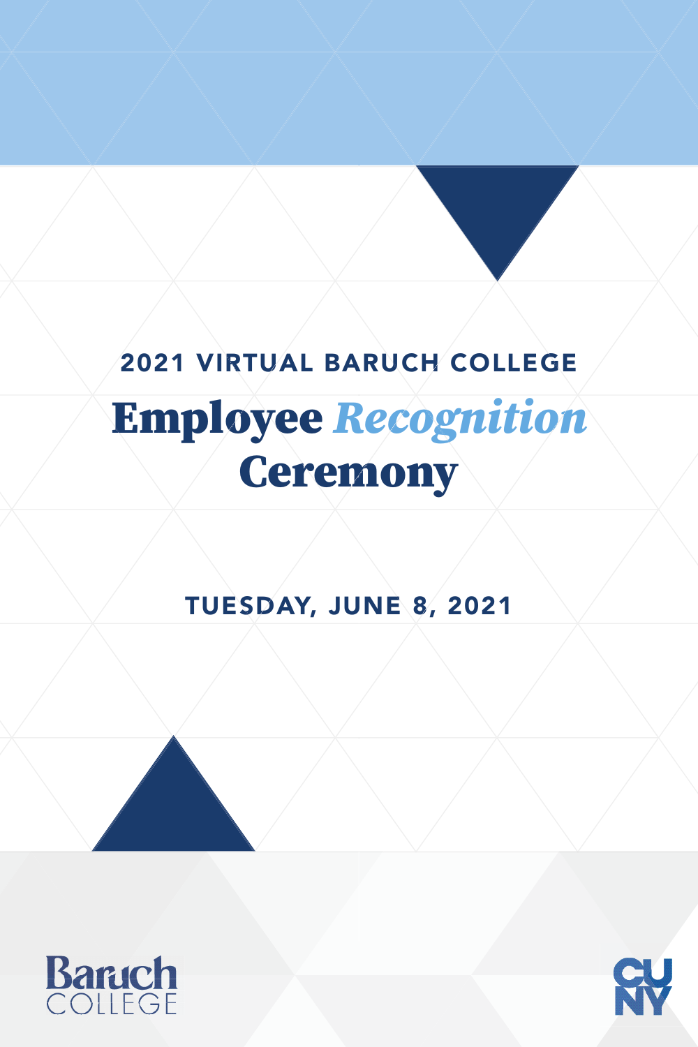2021 VIRTUAL BARUCH COLLEGE

# Employee *Recognition* Ceremony

TUESDAY, JUNE 8, 2021

Baruch COLLEGE

CUNY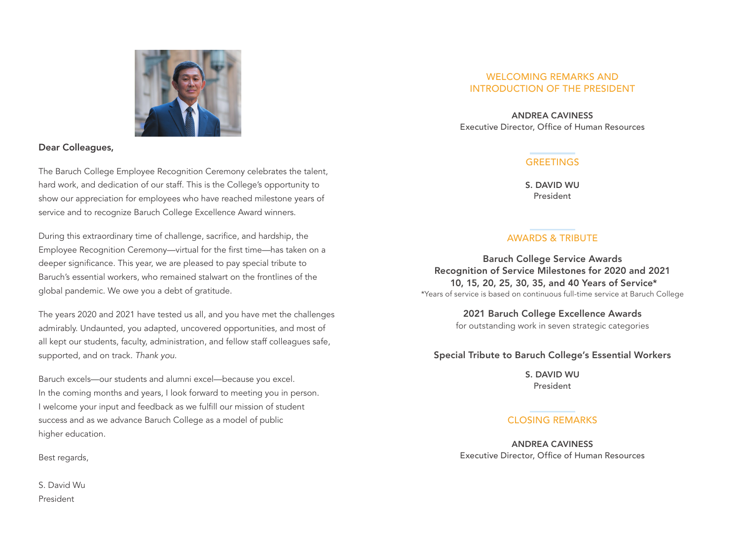**Dear Colleagues,**

The Baruch College Employee Recognition Ceremony celebrates the talent, hard work, and dedication of our staff. This is the College's opportunity to show our appreciation for employees who have reached milestone years of service and to recognize Baruch College Excellence Award winners.

During this extraordinary time of challenge, sacrifice, and hardship, the Employee Recognition Ceremony—virtual for the first time—has taken on a deeper significance. This year, we are pleased to pay special tribute to Baruch's essential workers, who remained stalwart on the frontlines of the global pandemic. We owe you a debt of gratitude.

The years 2020 and 2021 have tested us all, and you have met the challenges admirably. Undaunted, you adapted, uncovered opportunities, and most of all kept our students, faculty, administration, and fellow staff colleagues safe, supported, and on track. *Thank you.*

Baruch excels—our students and alumni excel—because you excel. In the coming months and years, I look forward to meeting you in person. I welcome your input and feedback as we fulfill our mission of student success and as we advance Baruch College as a model of public higher education.

Best regards,

S. David Wu
President

## WELCOMING REMARKS AND INTRODUCTION OF THE PRESIDENT

**ANDREA CAVINESS**
Executive Director, Office of Human Resources

## GREETINGS

**S. DAVID WU**
President

## AWARDS & TRIBUTE

**Baruch College Service Awards**
**Recognition of Service Milestones for 2020 and 2021**
**10, 15, 20, 25, 30, 35, and 40 Years of Service***
*Years of service is based on continuous full-time service at Baruch College

**2021 Baruch College Excellence Awards**
for outstanding work in seven strategic categories

**Special Tribute to Baruch College's Essential Workers**

**S. DAVID WU**
President

## CLOSING REMARKS

**ANDREA CAVINESS**
Executive Director, Office of Human Resources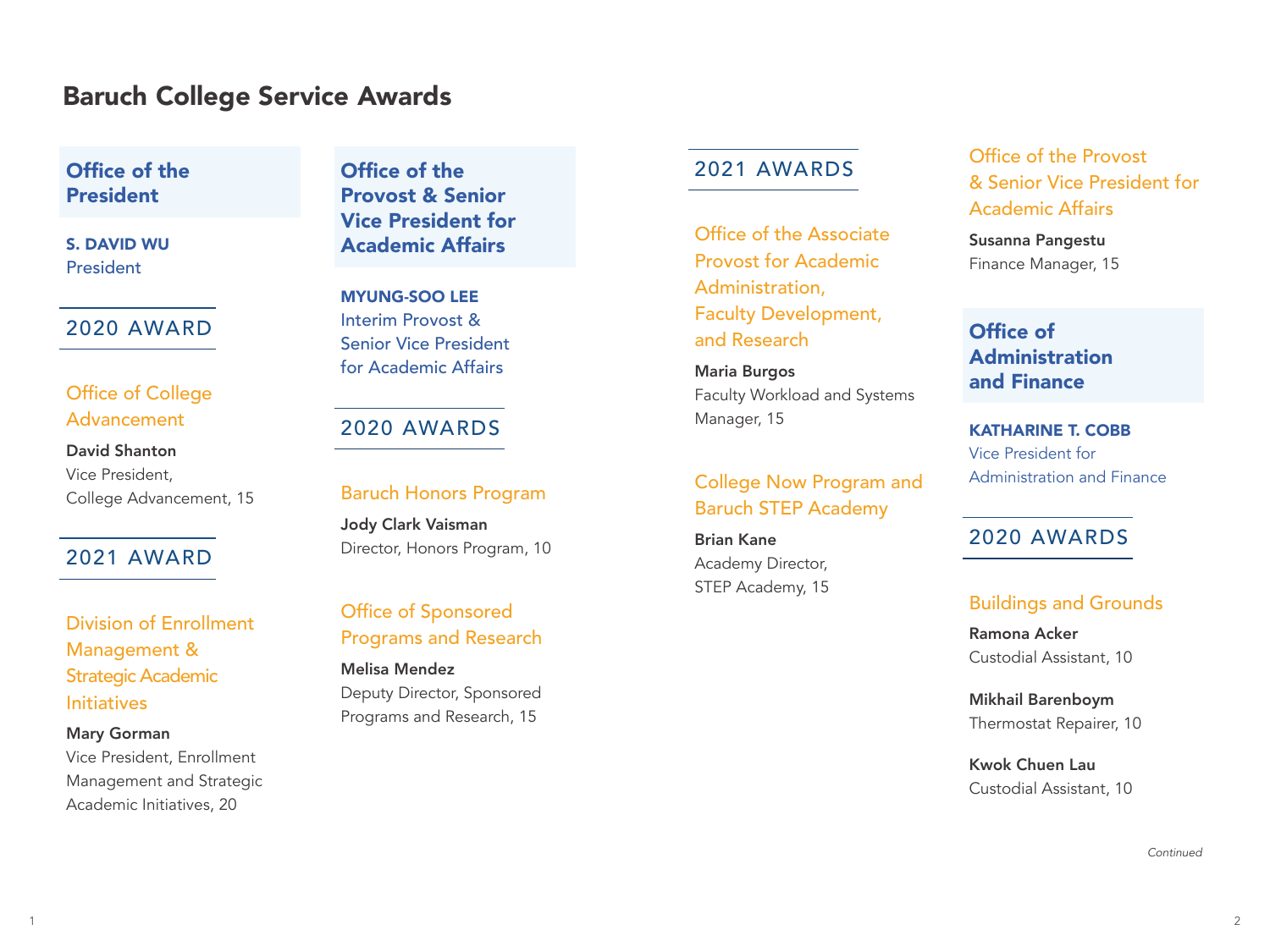# Baruch College Service Awards

## Office of the President

**S. DAVID WU**
President

### 2020 AWARD

#### Office of College Advancement

**David Shanton**
Vice President,
College Advancement, 15

### 2021 AWARD

#### Division of Enrollment Management & Strategic Academic Initiatives

**Mary Gorman**
Vice President, Enrollment Management and Strategic Academic Initiatives, 20

## Office of the Provost & Senior Vice President for Academic Affairs

**MYUNG-SOO LEE**
Interim Provost &
Senior Vice President
for Academic Affairs

### 2020 AWARDS

#### Baruch Honors Program

**Jody Clark Vaisman**
Director, Honors Program, 10

#### Office of Sponsored Programs and Research

**Melisa Mendez**
Deputy Director, Sponsored Programs and Research, 15

### 2021 AWARDS

#### Office of the Associate Provost for Academic Administration, Faculty Development, and Research

**Maria Burgos**
Faculty Workload and Systems Manager, 15

#### College Now Program and Baruch STEP Academy

**Brian Kane**
Academy Director,
STEP Academy, 15

#### Office of the Provost & Senior Vice President for Academic Affairs

**Susanna Pangestu**
Finance Manager, 15

## Office of Administration and Finance

**KATHARINE T. COBB**
Vice President for
Administration and Finance

### 2020 AWARDS

#### Buildings and Grounds

**Ramona Acker**
Custodial Assistant, 10

**Mikhail Barenboym**
Thermostat Repairer, 10

**Kwok Chuen Lau**
Custodial Assistant, 10

*Continued*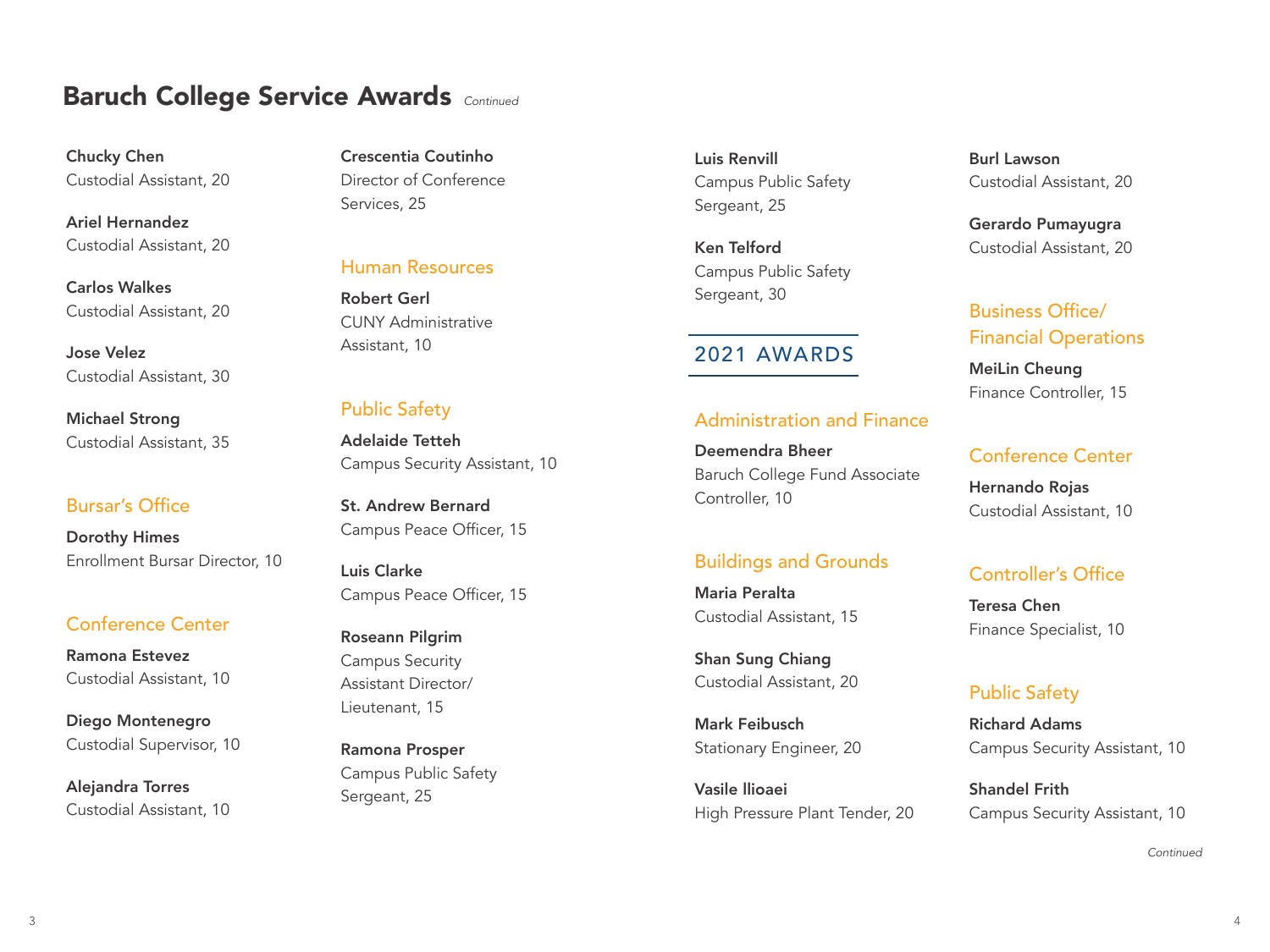# Baruch College Service Awards *Continued*

**Chucky Chen**
Custodial Assistant, 20

**Ariel Hernandez**
Custodial Assistant, 20

**Carlos Walkes**
Custodial Assistant, 20

**Jose Velez**
Custodial Assistant, 30

**Michael Strong**
Custodial Assistant, 35

### Bursar's Office

**Dorothy Himes**
Enrollment Bursar Director, 10

### Conference Center

**Ramona Estevez**
Custodial Assistant, 10

**Diego Montenegro**
Custodial Supervisor, 10

**Alejandra Torres**
Custodial Assistant, 10

**Crescentia Coutinho**
Director of Conference Services, 25

### Human Resources

**Robert Gerl**
CUNY Administrative Assistant, 10

### Public Safety

**Adelaide Tetteh**
Campus Security Assistant, 10

**St. Andrew Bernard**
Campus Peace Officer, 15

**Luis Clarke**
Campus Peace Officer, 15

**Roseann Pilgrim**
Campus Security Assistant Director/ Lieutenant, 15

**Ramona Prosper**
Campus Public Safety Sergeant, 25

**Luis Renvill**
Campus Public Safety Sergeant, 25

**Ken Telford**
Campus Public Safety Sergeant, 30

## 2021 AWARDS

### Administration and Finance

**Deemendra Bheer**
Baruch College Fund Associate Controller, 10

### Buildings and Grounds

**Maria Peralta**
Custodial Assistant, 15

**Shan Sung Chiang**
Custodial Assistant, 20

**Mark Feibusch**
Stationary Engineer, 20

**Vasile Ilioaei**
High Pressure Plant Tender, 20

**Burl Lawson**
Custodial Assistant, 20

**Gerardo Pumayugra**
Custodial Assistant, 20

### Business Office/ Financial Operations

**MeiLin Cheung**
Finance Controller, 15

### Conference Center

**Hernando Rojas**
Custodial Assistant, 10

### Controller's Office

**Teresa Chen**
Finance Specialist, 10

### Public Safety

**Richard Adams**
Campus Security Assistant, 10

**Shandel Frith**
Campus Security Assistant, 10

*Continued*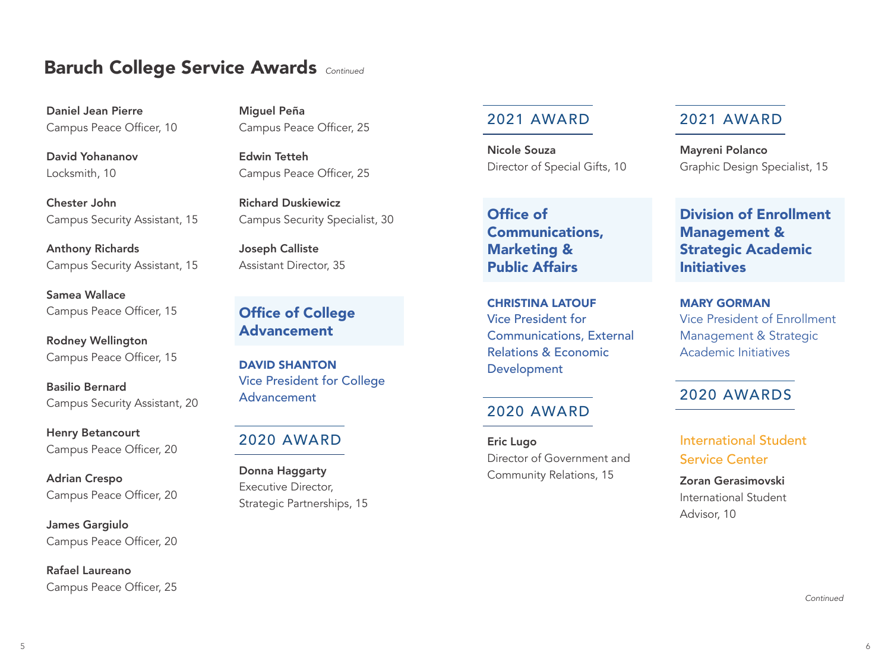## Baruch College Service Awards *Continued*

**Daniel Jean Pierre**
Campus Peace Officer, 10

**David Yohananov**
Locksmith, 10

**Chester John**
Campus Security Assistant, 15

**Anthony Richards**
Campus Security Assistant, 15

**Samea Wallace**
Campus Peace Officer, 15

**Rodney Wellington**
Campus Peace Officer, 15

**Basilio Bernard**
Campus Security Assistant, 20

**Henry Betancourt**
Campus Peace Officer, 20

**Adrian Crespo**
Campus Peace Officer, 20

**James Gargiulo**
Campus Peace Officer, 20

**Rafael Laureano**
Campus Peace Officer, 25

**Miguel Peña**
Campus Peace Officer, 25

**Edwin Tetteh**
Campus Peace Officer, 25

**Richard Duskiewicz**
Campus Security Specialist, 30

**Joseph Calliste**
Assistant Director, 35

### Office of College Advancement

**DAVID SHANTON**
Vice President for College Advancement

#### 2020 AWARD

**Donna Haggarty**
Executive Director, Strategic Partnerships, 15

#### 2021 AWARD

**Nicole Souza**
Director of Special Gifts, 10

### Office of Communications, Marketing & Public Affairs

**CHRISTINA LATOUF**
Vice President for Communications, External Relations & Economic Development

#### 2020 AWARD

**Eric Lugo**
Director of Government and Community Relations, 15

#### 2021 AWARD

**Mayreni Polanco**
Graphic Design Specialist, 15

### Division of Enrollment Management & Strategic Academic Initiatives

**MARY GORMAN**
Vice President of Enrollment Management & Strategic Academic Initiatives

#### 2020 AWARDS

International Student Service Center

**Zoran Gerasimovski**
International Student Advisor, 10

*Continued*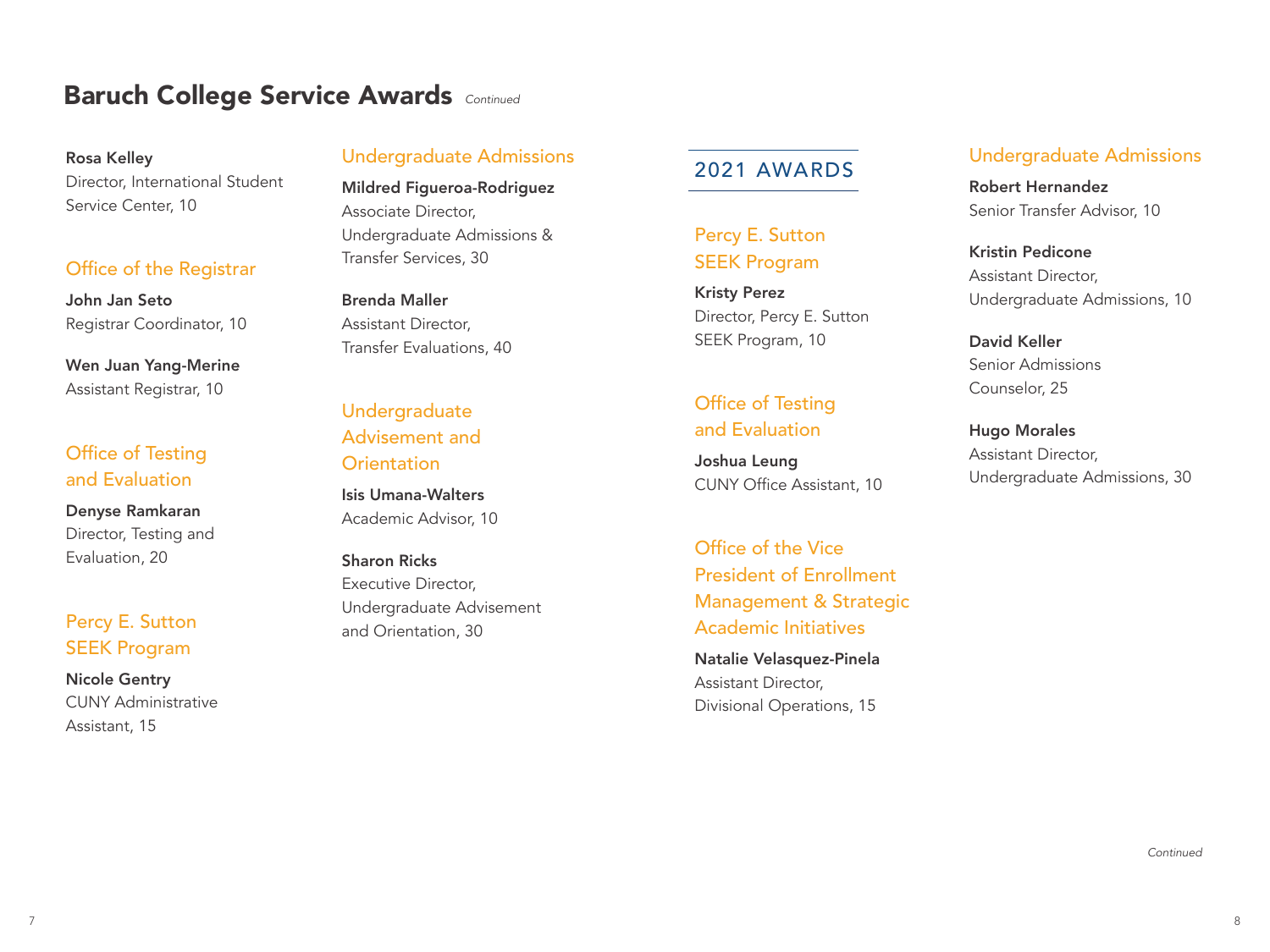# Baruch College Service Awards *Continued*

**Rosa Kelley**
Director, International Student Service Center, 10

### Office of the Registrar

**John Jan Seto**
Registrar Coordinator, 10

**Wen Juan Yang-Merine**
Assistant Registrar, 10

### Office of Testing and Evaluation

**Denyse Ramkaran**
Director, Testing and Evaluation, 20

### Percy E. Sutton SEEK Program

**Nicole Gentry**
CUNY Administrative Assistant, 15

### Undergraduate Admissions

**Mildred Figueroa-Rodriguez**
Associate Director, Undergraduate Admissions & Transfer Services, 30

**Brenda Maller**
Assistant Director, Transfer Evaluations, 40

### Undergraduate Advisement and Orientation

**Isis Umana-Walters**
Academic Advisor, 10

**Sharon Ricks**
Executive Director, Undergraduate Advisement and Orientation, 30

## 2021 AWARDS

### Percy E. Sutton SEEK Program

**Kristy Perez**
Director, Percy E. Sutton SEEK Program, 10

### Office of Testing and Evaluation

**Joshua Leung**
CUNY Office Assistant, 10

### Office of the Vice President of Enrollment Management & Strategic Academic Initiatives

**Natalie Velasquez-Pinela**
Assistant Director, Divisional Operations, 15

### Undergraduate Admissions

**Robert Hernandez**
Senior Transfer Advisor, 10

**Kristin Pedicone**
Assistant Director, Undergraduate Admissions, 10

**David Keller**
Senior Admissions Counselor, 25

**Hugo Morales**
Assistant Director, Undergraduate Admissions, 30

*Continued*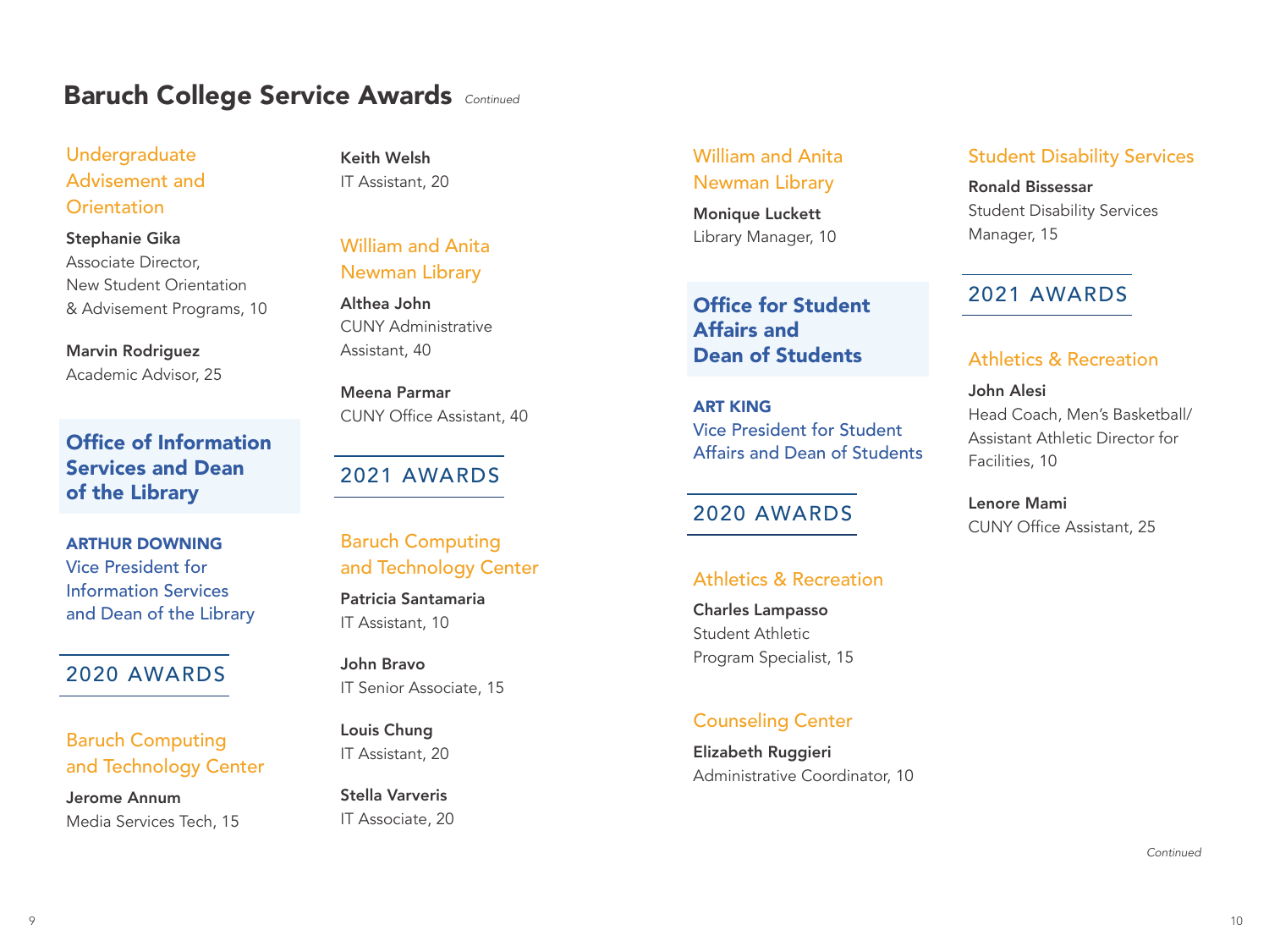# Baruch College Service Awards *Continued*

### Undergraduate Advisement and Orientation

**Stephanie Gika**
Associate Director,
New Student Orientation
& Advisement Programs, 10

**Marvin Rodriguez**
Academic Advisor, 25

## Office of Information Services and Dean of the Library

**ARTHUR DOWNING**
Vice President for
Information Services
and Dean of the Library

## 2020 AWARDS

### Baruch Computing and Technology Center

**Jerome Annum**
Media Services Tech, 15

**Keith Welsh**
IT Assistant, 20

### William and Anita Newman Library

**Althea John**
CUNY Administrative
Assistant, 40

**Meena Parmar**
CUNY Office Assistant, 40

## 2021 AWARDS

### Baruch Computing and Technology Center

**Patricia Santamaria**
IT Assistant, 10

**John Bravo**
IT Senior Associate, 15

**Louis Chung**
IT Assistant, 20

**Stella Varveris**
IT Associate, 20

### William and Anita Newman Library

**Monique Luckett**
Library Manager, 10

## Office for Student Affairs and Dean of Students

**ART KING**
Vice President for Student
Affairs and Dean of Students

## 2020 AWARDS

### Athletics & Recreation

**Charles Lampasso**
Student Athletic
Program Specialist, 15

### Counseling Center

**Elizabeth Ruggieri**
Administrative Coordinator, 10

### Student Disability Services

**Ronald Bissessar**
Student Disability Services
Manager, 15

## 2021 AWARDS

### Athletics & Recreation

**John Alesi**
Head Coach, Men's Basketball/
Assistant Athletic Director for
Facilities, 10

**Lenore Mami**
CUNY Office Assistant, 25

*Continued*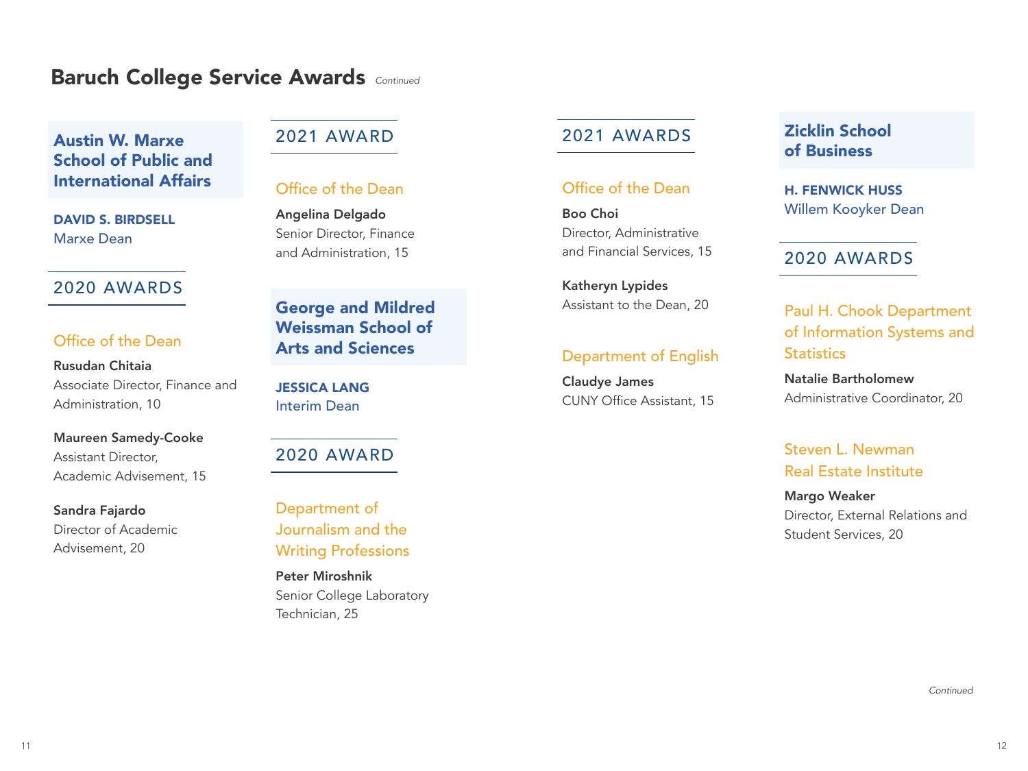# Baruch College Service Awards *Continued*

## Austin W. Marxe School of Public and International Affairs

**DAVID S. BIRDSELL**
Marxe Dean

### 2020 AWARDS

#### Office of the Dean

**Rusudan Chitaia**
Associate Director, Finance and Administration, 10

**Maureen Samedy-Cooke**
Assistant Director, Academic Advisement, 15

**Sandra Fajardo**
Director of Academic Advisement, 20

### 2021 AWARD

#### Office of the Dean

**Angelina Delgado**
Senior Director, Finance and Administration, 15

## George and Mildred Weissman School of Arts and Sciences

**JESSICA LANG**
Interim Dean

### 2020 AWARD

#### Department of Journalism and the Writing Professions

**Peter Miroshnik**
Senior College Laboratory Technician, 25

### 2021 AWARDS

#### Office of the Dean

**Boo Choi**
Director, Administrative and Financial Services, 15

**Katheryn Lypides**
Assistant to the Dean, 20

#### Department of English

**Claudye James**
CUNY Office Assistant, 15

## Zicklin School of Business

**H. FENWICK HUSS**
Willem Kooyker Dean

### 2020 AWARDS

#### Paul H. Chook Department of Information Systems and Statistics

**Natalie Bartholomew**
Administrative Coordinator, 20

#### Steven L. Newman Real Estate Institute

**Margo Weaker**
Director, External Relations and Student Services, 20

*Continued*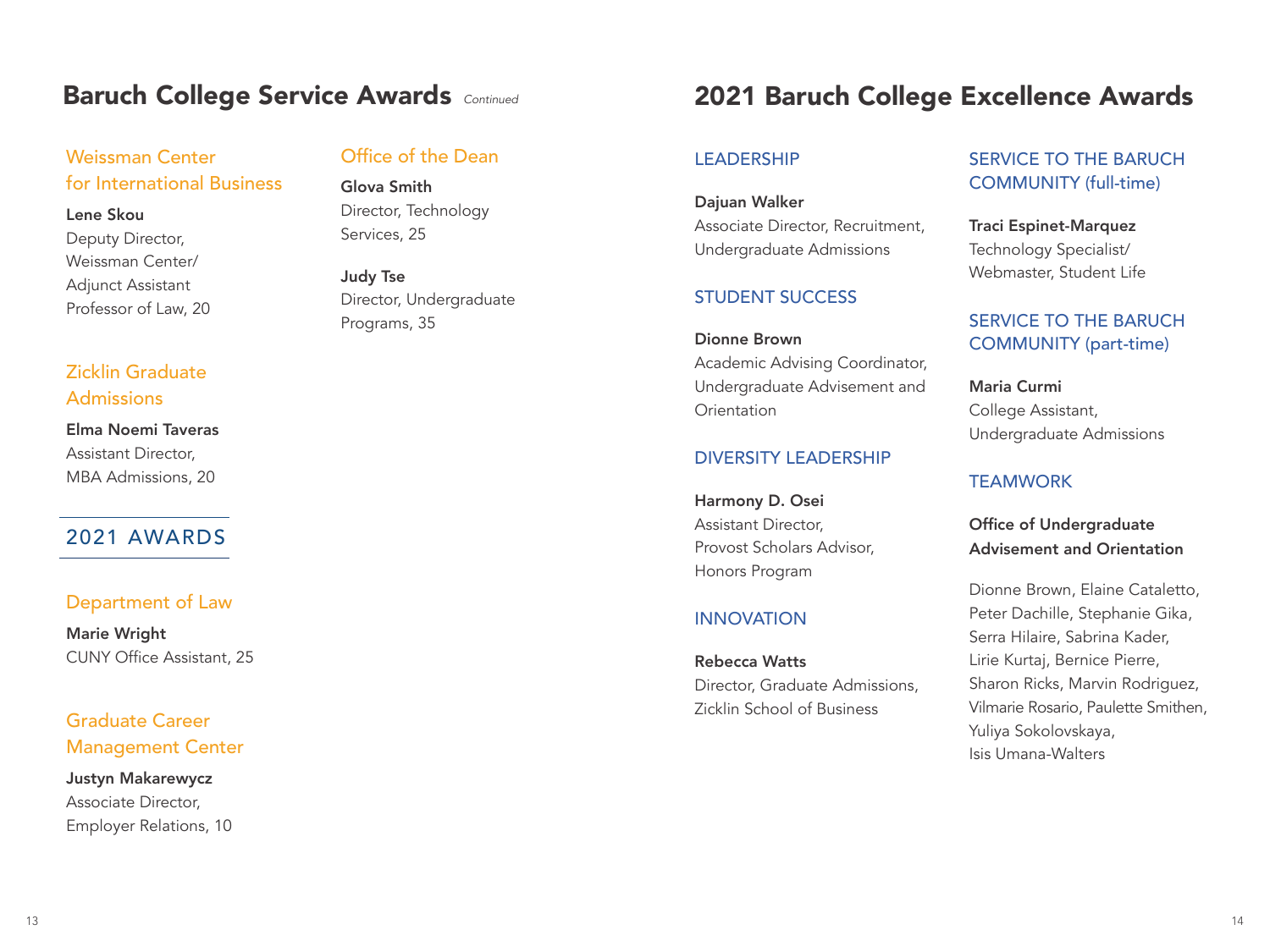## Baruch College Service Awards *Continued*

### Weissman Center for International Business

**Lene Skou**
Deputy Director, Weissman Center/ Adjunct Assistant Professor of Law, 20

### Zicklin Graduate Admissions

**Elma Noemi Taveras**
Assistant Director, MBA Admissions, 20

### Office of the Dean

**Glova Smith**
Director, Technology Services, 25

**Judy Tse**
Director, Undergraduate Programs, 35

## 2021 AWARDS

### Department of Law

**Marie Wright**
CUNY Office Assistant, 25

### Graduate Career Management Center

**Justyn Makarewycz**
Associate Director, Employer Relations, 10

## 2021 Baruch College Excellence Awards

### LEADERSHIP

**Dajuan Walker**
Associate Director, Recruitment, Undergraduate Admissions

### STUDENT SUCCESS

**Dionne Brown**
Academic Advising Coordinator, Undergraduate Advisement and Orientation

### DIVERSITY LEADERSHIP

**Harmony D. Osei**
Assistant Director, Provost Scholars Advisor, Honors Program

### INNOVATION

**Rebecca Watts**
Director, Graduate Admissions, Zicklin School of Business

### SERVICE TO THE BARUCH COMMUNITY (full-time)

**Traci Espinet-Marquez**
Technology Specialist/ Webmaster, Student Life

### SERVICE TO THE BARUCH COMMUNITY (part-time)

**Maria Curmi**
College Assistant, Undergraduate Admissions

### TEAMWORK

**Office of Undergraduate Advisement and Orientation**

Dionne Brown, Elaine Cataletto, Peter Dachille, Stephanie Gika, Serra Hilaire, Sabrina Kader, Lirie Kurtaj, Bernice Pierre, Sharon Ricks, Marvin Rodriguez, Vilmarie Rosario, Paulette Smithen, Yuliya Sokolovskaya, Isis Umana-Walters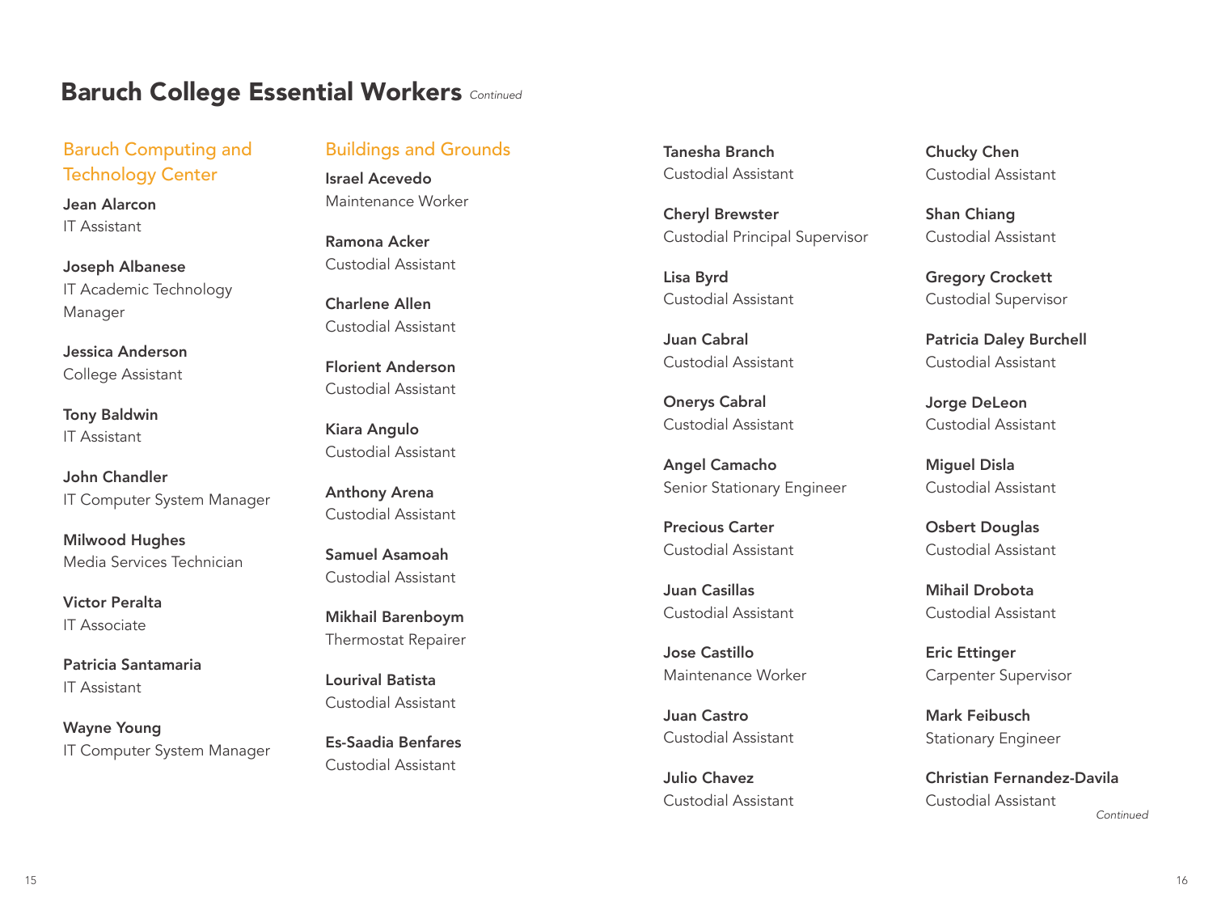# Baruch College Essential Workers *Continued*

## Baruch Computing and Technology Center

**Jean Alarcon**
IT Assistant

**Joseph Albanese**
IT Academic Technology Manager

**Jessica Anderson**
College Assistant

**Tony Baldwin**
IT Assistant

**John Chandler**
IT Computer System Manager

**Milwood Hughes**
Media Services Technician

**Victor Peralta**
IT Associate

**Patricia Santamaria**
IT Assistant

**Wayne Young**
IT Computer System Manager

## Buildings and Grounds

**Israel Acevedo**
Maintenance Worker

**Ramona Acker**
Custodial Assistant

**Charlene Allen**
Custodial Assistant

**Florient Anderson**
Custodial Assistant

**Kiara Angulo**
Custodial Assistant

**Anthony Arena**
Custodial Assistant

**Samuel Asamoah**
Custodial Assistant

**Mikhail Barenboym**
Thermostat Repairer

**Lourival Batista**
Custodial Assistant

**Es-Saadia Benfares**
Custodial Assistant

**Tanesha Branch**
Custodial Assistant

**Cheryl Brewster**
Custodial Principal Supervisor

**Lisa Byrd**
Custodial Assistant

**Juan Cabral**
Custodial Assistant

**Onerys Cabral**
Custodial Assistant

**Angel Camacho**
Senior Stationary Engineer

**Precious Carter**
Custodial Assistant

**Juan Casillas**
Custodial Assistant

**Jose Castillo**
Maintenance Worker

**Juan Castro**
Custodial Assistant

**Julio Chavez**
Custodial Assistant

**Chucky Chen**
Custodial Assistant

**Shan Chiang**
Custodial Assistant

**Gregory Crockett**
Custodial Supervisor

**Patricia Daley Burchell**
Custodial Assistant

**Jorge DeLeon**
Custodial Assistant

**Miguel Disla**
Custodial Assistant

**Osbert Douglas**
Custodial Assistant

**Mihail Drobota**
Custodial Assistant

**Eric Ettinger**
Carpenter Supervisor

**Mark Feibusch**
Stationary Engineer

**Christian Fernandez-Davila**
Custodial Assistant

*Continued*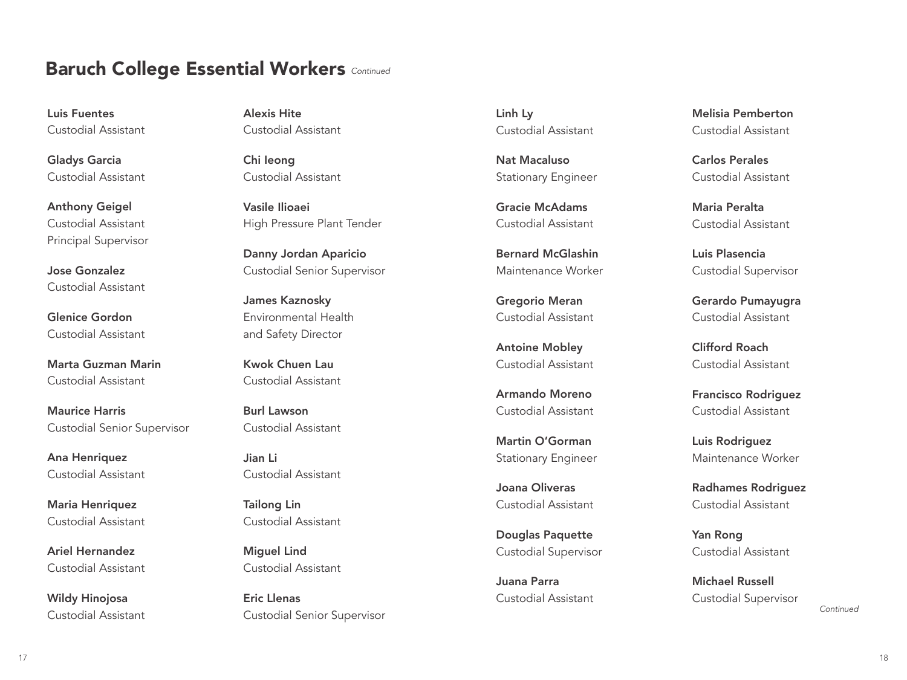## Baruch College Essential Workers *Continued*

**Luis Fuentes**
Custodial Assistant

**Gladys Garcia**
Custodial Assistant

**Anthony Geigel**
Custodial Assistant
Principal Supervisor

**Jose Gonzalez**
Custodial Assistant

**Glenice Gordon**
Custodial Assistant

**Marta Guzman Marin**
Custodial Assistant

**Maurice Harris**
Custodial Senior Supervisor

**Ana Henriquez**
Custodial Assistant

**Maria Henriquez**
Custodial Assistant

**Ariel Hernandez**
Custodial Assistant

**Wildy Hinojosa**
Custodial Assistant

**Alexis Hite**
Custodial Assistant

**Chi Ieong**
Custodial Assistant

**Vasile Ilioaei**
High Pressure Plant Tender

**Danny Jordan Aparicio**
Custodial Senior Supervisor

**James Kaznosky**
Environmental Health
and Safety Director

**Kwok Chuen Lau**
Custodial Assistant

**Burl Lawson**
Custodial Assistant

**Jian Li**
Custodial Assistant

**Tailong Lin**
Custodial Assistant

**Miguel Lind**
Custodial Assistant

**Eric Llenas**
Custodial Senior Supervisor

**Linh Ly**
Custodial Assistant

**Nat Macaluso**
Stationary Engineer

**Gracie McAdams**
Custodial Assistant

**Bernard McGlashin**
Maintenance Worker

**Gregorio Meran**
Custodial Assistant

**Antoine Mobley**
Custodial Assistant

**Armando Moreno**
Custodial Assistant

**Martin O'Gorman**
Stationary Engineer

**Joana Oliveras**
Custodial Assistant

**Douglas Paquette**
Custodial Supervisor

**Juana Parra**
Custodial Assistant

**Melisia Pemberton**
Custodial Assistant

**Carlos Perales**
Custodial Assistant

**Maria Peralta**
Custodial Assistant

**Luis Plasencia**
Custodial Supervisor

**Gerardo Pumayugra**
Custodial Assistant

**Clifford Roach**
Custodial Assistant

**Francisco Rodriguez**
Custodial Assistant

**Luis Rodriguez**
Maintenance Worker

**Radhames Rodriguez**
Custodial Assistant

**Yan Rong**
Custodial Assistant

**Michael Russell**
Custodial Supervisor

*Continued*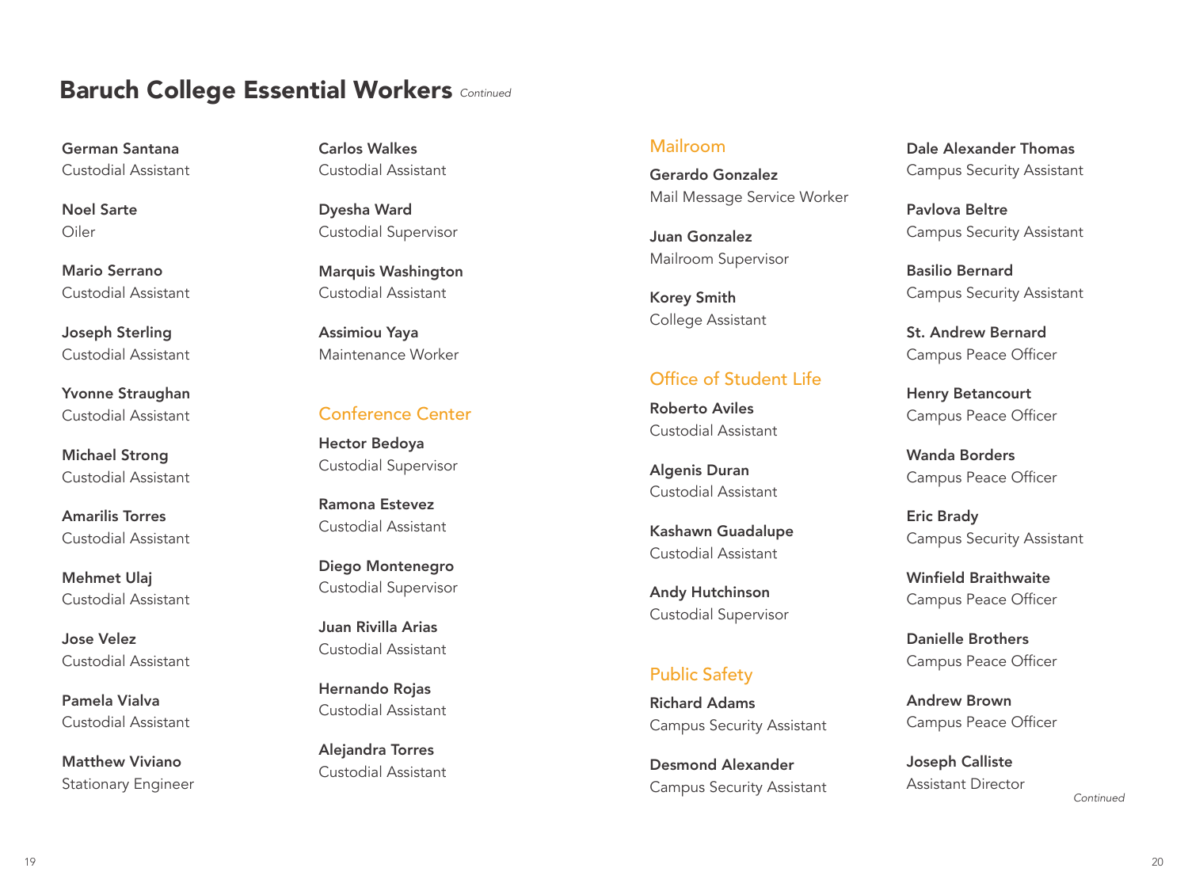## Baruch College Essential Workers *Continued*

**German Santana**
Custodial Assistant

**Noel Sarte**
Oiler

**Mario Serrano**
Custodial Assistant

**Joseph Sterling**
Custodial Assistant

**Yvonne Straughan**
Custodial Assistant

**Michael Strong**
Custodial Assistant

**Amarilis Torres**
Custodial Assistant

**Mehmet Ulaj**
Custodial Assistant

**Jose Velez**
Custodial Assistant

**Pamela Vialva**
Custodial Assistant

**Matthew Viviano**
Stationary Engineer

**Carlos Walkes**
Custodial Assistant

**Dyesha Ward**
Custodial Supervisor

**Marquis Washington**
Custodial Assistant

**Assimiou Yaya**
Maintenance Worker

### Conference Center

**Hector Bedoya**
Custodial Supervisor

**Ramona Estevez**
Custodial Assistant

**Diego Montenegro**
Custodial Supervisor

**Juan Rivilla Arias**
Custodial Assistant

**Hernando Rojas**
Custodial Assistant

**Alejandra Torres**
Custodial Assistant

### Mailroom

**Gerardo Gonzalez**
Mail Message Service Worker

**Juan Gonzalez**
Mailroom Supervisor

**Korey Smith**
College Assistant

### Office of Student Life

**Roberto Aviles**
Custodial Assistant

**Algenis Duran**
Custodial Assistant

**Kashawn Guadalupe**
Custodial Assistant

**Andy Hutchinson**
Custodial Supervisor

### Public Safety

**Richard Adams**
Campus Security Assistant

**Desmond Alexander**
Campus Security Assistant

**Dale Alexander Thomas**
Campus Security Assistant

**Pavlova Beltre**
Campus Security Assistant

**Basilio Bernard**
Campus Security Assistant

**St. Andrew Bernard**
Campus Peace Officer

**Henry Betancourt**
Campus Peace Officer

**Wanda Borders**
Campus Peace Officer

**Eric Brady**
Campus Security Assistant

**Winfield Braithwaite**
Campus Peace Officer

**Danielle Brothers**
Campus Peace Officer

**Andrew Brown**
Campus Peace Officer

**Joseph Calliste**
Assistant Director

*Continued*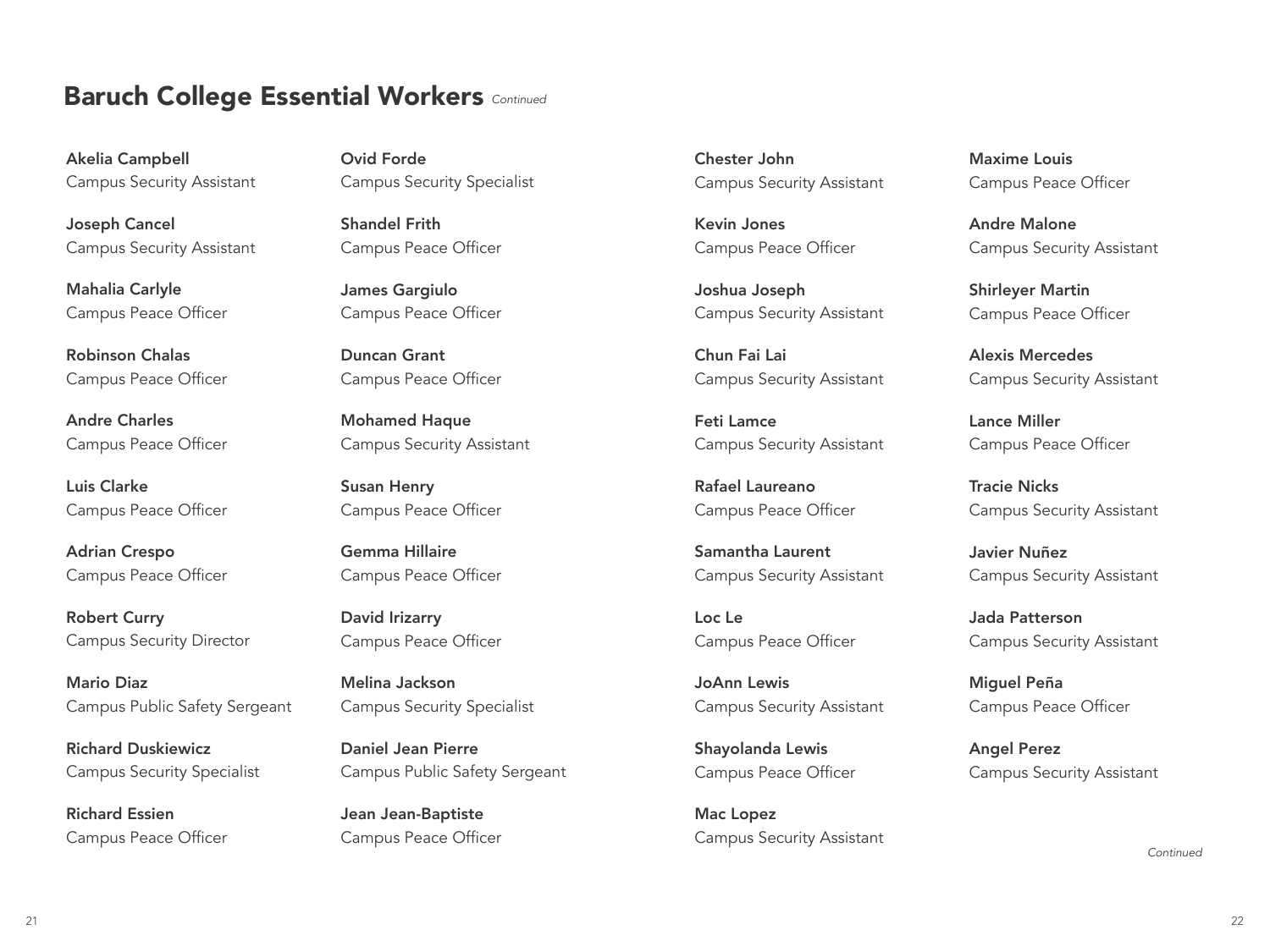## Baruch College Essential Workers *Continued*

**Akelia Campbell**
Campus Security Assistant

**Joseph Cancel**
Campus Security Assistant

**Mahalia Carlyle**
Campus Peace Officer

**Robinson Chalas**
Campus Peace Officer

**Andre Charles**
Campus Peace Officer

**Luis Clarke**
Campus Peace Officer

**Adrian Crespo**
Campus Peace Officer

**Robert Curry**
Campus Security Director

**Mario Diaz**
Campus Public Safety Sergeant

**Richard Duskiewicz**
Campus Security Specialist

**Richard Essien**
Campus Peace Officer

**Ovid Forde**
Campus Security Specialist

**Shandel Frith**
Campus Peace Officer

**James Gargiulo**
Campus Peace Officer

**Duncan Grant**
Campus Peace Officer

**Mohamed Haque**
Campus Security Assistant

**Susan Henry**
Campus Peace Officer

**Gemma Hillaire**
Campus Peace Officer

**David Irizarry**
Campus Peace Officer

**Melina Jackson**
Campus Security Specialist

**Daniel Jean Pierre**
Campus Public Safety Sergeant

**Jean Jean-Baptiste**
Campus Peace Officer

**Chester John**
Campus Security Assistant

**Kevin Jones**
Campus Peace Officer

**Joshua Joseph**
Campus Security Assistant

**Chun Fai Lai**
Campus Security Assistant

**Feti Lamce**
Campus Security Assistant

**Rafael Laureano**
Campus Peace Officer

**Samantha Laurent**
Campus Security Assistant

**Loc Le**
Campus Peace Officer

**JoAnn Lewis**
Campus Security Assistant

**Shayolanda Lewis**
Campus Peace Officer

**Mac Lopez**
Campus Security Assistant

**Maxime Louis**
Campus Peace Officer

**Andre Malone**
Campus Security Assistant

**Shirleyer Martin**
Campus Peace Officer

**Alexis Mercedes**
Campus Security Assistant

**Lance Miller**
Campus Peace Officer

**Tracie Nicks**
Campus Security Assistant

**Javier Nuñez**
Campus Security Assistant

**Jada Patterson**
Campus Security Assistant

**Miguel Peña**
Campus Peace Officer

**Angel Perez**
Campus Security Assistant

*Continued*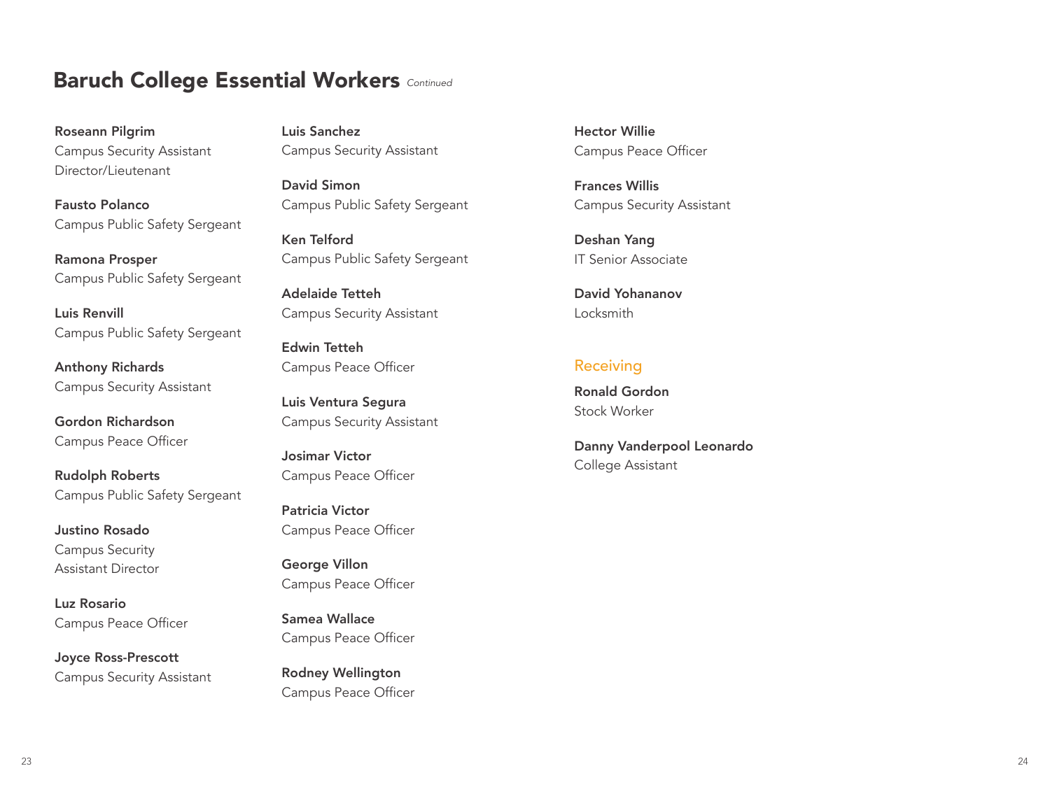## Baruch College Essential Workers *Continued*

**Roseann Pilgrim**
Campus Security Assistant Director/Lieutenant

**Fausto Polanco**
Campus Public Safety Sergeant

**Ramona Prosper**
Campus Public Safety Sergeant

**Luis Renvill**
Campus Public Safety Sergeant

**Anthony Richards**
Campus Security Assistant

**Gordon Richardson**
Campus Peace Officer

**Rudolph Roberts**
Campus Public Safety Sergeant

**Justino Rosado**
Campus Security Assistant Director

**Luz Rosario**
Campus Peace Officer

**Joyce Ross-Prescott**
Campus Security Assistant

**Luis Sanchez**
Campus Security Assistant

**David Simon**
Campus Public Safety Sergeant

**Ken Telford**
Campus Public Safety Sergeant

**Adelaide Tetteh**
Campus Security Assistant

**Edwin Tetteh**
Campus Peace Officer

**Luis Ventura Segura**
Campus Security Assistant

**Josimar Victor**
Campus Peace Officer

**Patricia Victor**
Campus Peace Officer

**George Villon**
Campus Peace Officer

**Samea Wallace**
Campus Peace Officer

**Rodney Wellington**
Campus Peace Officer

**Hector Willie**
Campus Peace Officer

**Frances Willis**
Campus Security Assistant

**Deshan Yang**
IT Senior Associate

**David Yohananov**
Locksmith

### Receiving

**Ronald Gordon**
Stock Worker

**Danny Vanderpool Leonardo**
College Assistant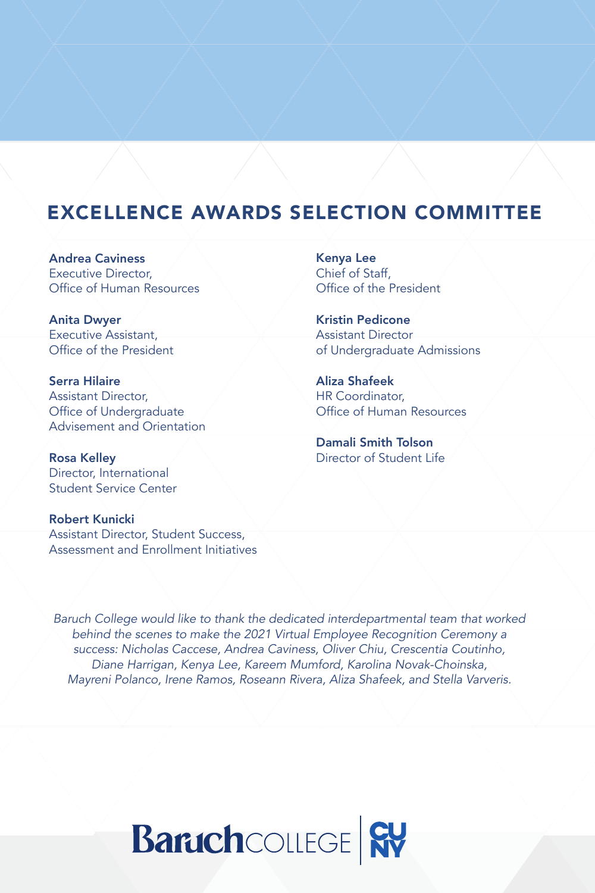## EXCELLENCE AWARDS SELECTION COMMITTEE

**Andrea Caviness**
Executive Director,
Office of Human Resources

**Anita Dwyer**
Executive Assistant,
Office of the President

**Serra Hilaire**
Assistant Director,
Office of Undergraduate
Advisement and Orientation

**Rosa Kelley**
Director, International
Student Service Center

**Robert Kunicki**
Assistant Director, Student Success,
Assessment and Enrollment Initiatives

**Kenya Lee**
Chief of Staff,
Office of the President

**Kristin Pedicone**
Assistant Director
of Undergraduate Admissions

**Aliza Shafeek**
HR Coordinator,
Office of Human Resources

**Damali Smith Tolson**
Director of Student Life

*Baruch College would like to thank the dedicated interdepartmental team that worked behind the scenes to make the 2021 Virtual Employee Recognition Ceremony a success: Nicholas Caccese, Andrea Caviness, Oliver Chiu, Crescentia Coutinho, Diane Harrigan, Kenya Lee, Kareem Mumford, Karolina Novak-Choinska, Mayreni Polanco, Irene Ramos, Roseann Rivera, Aliza Shafeek, and Stella Varveris.*

Baruch COLLEGE | CUNY